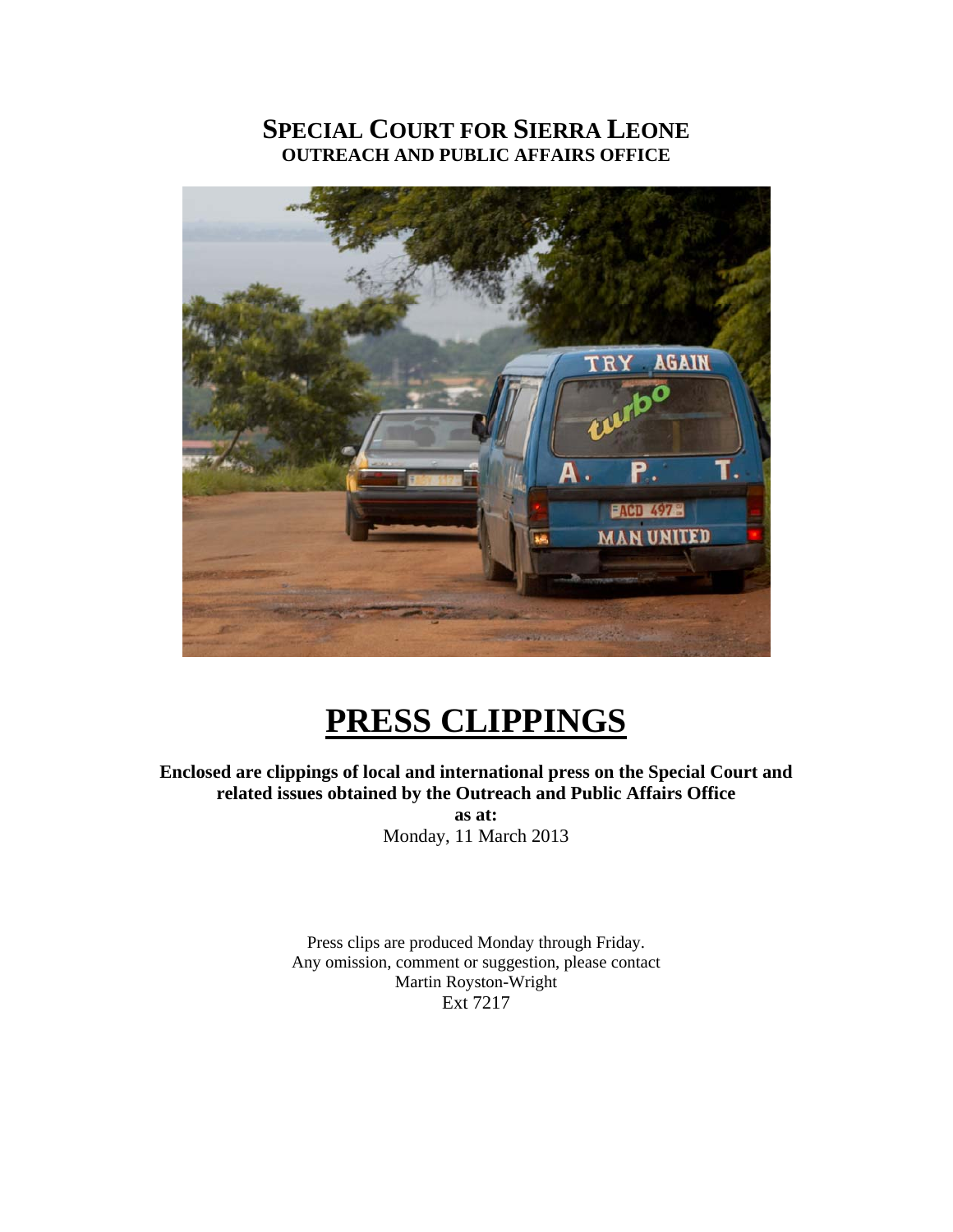# SPECIAL COURT FOR SIERRA LEONE
## OUTREACH AND PUBLIC AFFAIRS OFFICE

# PRESS CLIPPINGS

**Enclosed are clippings of local and international press on the Special Court and related issues obtained by the Outreach and Public Affairs Office**

**as at:**

Monday, 11 March 2013

Press clips are produced Monday through Friday.
Any omission, comment or suggestion, please contact
Martin Royston-Wright
Ext 7217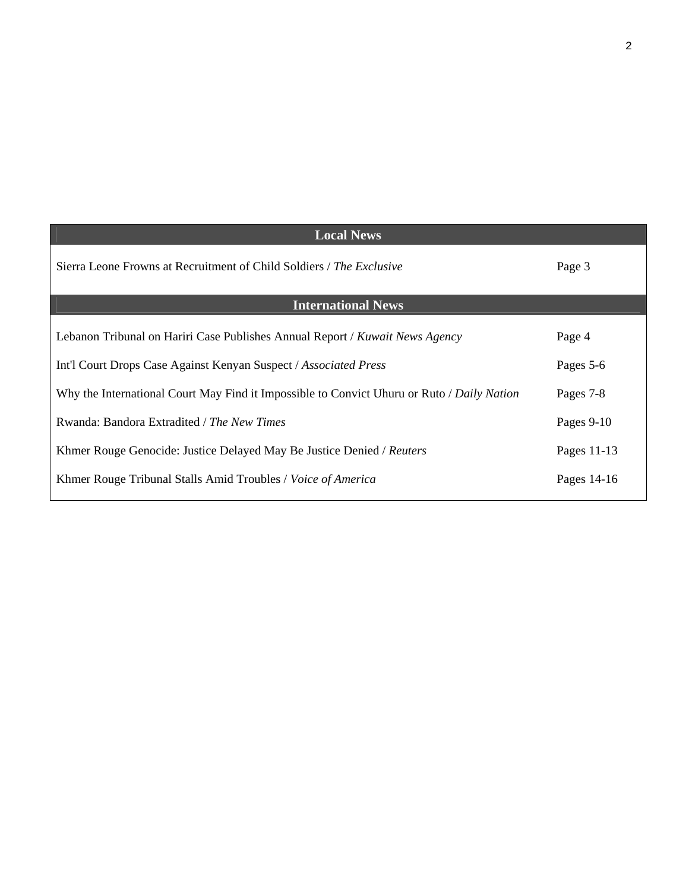| Local News | |
|---|---|
| Sierra Leone Frowns at Recruitment of Child Soldiers / *The Exclusive* | Page 3 |
| **International News** | |
| Lebanon Tribunal on Hariri Case Publishes Annual Report / *Kuwait News Agency* | Page 4 |
| Int'l Court Drops Case Against Kenyan Suspect / *Associated Press* | Pages 5-6 |
| Why the International Court May Find it Impossible to Convict Uhuru or Ruto / *Daily Nation* | Pages 7-8 |
| Rwanda: Bandora Extradited / *The New Times* | Pages 9-10 |
| Khmer Rouge Genocide: Justice Delayed May Be Justice Denied / *Reuters* | Pages 11-13 |
| Khmer Rouge Tribunal Stalls Amid Troubles / *Voice of America* | Pages 14-16 |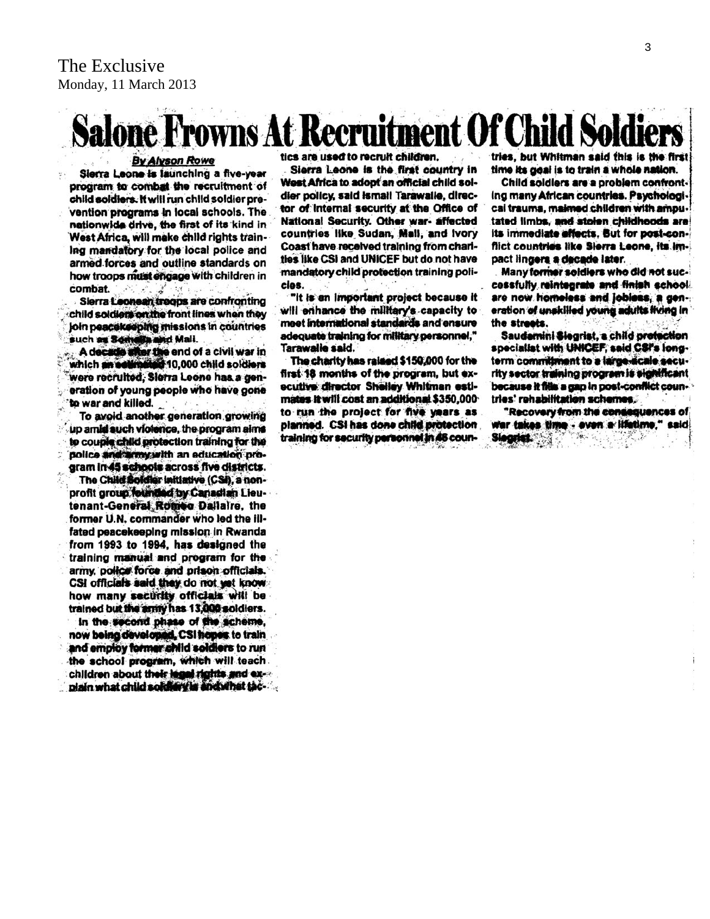The Exclusive
Monday, 11 March 2013

# Salone Frowns At Recruitment Of Child Soldiers

**By Alyson Rowe**

Sierra Leone is launching a five-year program to combat the recruitment of child soldiers. It will run child soldier prevention programs in local schools. The nationwide drive, the first of its kind in West Africa, will make child rights training mandatory for the local police and armed forces and outline standards on how troops must engage with children in combat.

Sierra Leonean troops are confronting child soldiers on the front lines when they join peacekeeping missions in countries such as Somalia and Mali.

A decade after the end of a civil war in which an estimated 10,000 child soldiers were recruited, Sierra Leone has a generation of young people who have gone to war and killed.

To avoid another generation growing up amid such violence, the program aims to couple child protection training for the police and army with an education program in 45 schools across five districts.

The Child Soldier Initiative (CSI), a nonprofit group founded by Canadian Lieutenant-General Romeo Dallaire, the former U.N. commander who led the ill-fated peacekeeping mission in Rwanda from 1993 to 1994, has designed the training manual and program for the army, police force and prison officials. CSI officials said they do not yet know how many security officials will be trained but the army has 13,000 soldiers.

In the second phase of the scheme, now being developed, CSI hopes to train and employ former child soldiers to run the school program, which will teach children about their legal rights and explain what child soldiery is and what tactics are used to recruit children.

Sierra Leone is the first country in West Africa to adopt an official child soldier policy, said Ismail Tarawalie, director of internal security at the Office of National Security. Other war- affected countries like Sudan, Mali, and Ivory Coast have received training from charities like CSI and UNICEF but do not have mandatory child protection training policies.

"It is an important project because it will enhance the military's capacity to meet international standards and ensure adequate training for military personnel," Tarawalie said.

The charity has raised $150,000 for the first 18 months of the program, but executive director Shelley Whitman estimates it will cost an additional $350,000 to run the project for five years as planned. CSI has done child protection training for security personnel in 45 countries, but Whitman said this is the first time its goal is to train a whole nation.

Child soldiers are a problem confronting many African countries. Psychological trauma, maimed children with amputated limbs, and stolen childhoods are its immediate effects. But for post-conflict countries like Sierra Leone, its impact lingers a decade later.

Many former soldiers who did not successfully reintegrate and finish school are now homeless and jobless, a generation of unskilled young adults living in the streets.

Saudamini Siegrist, a child protection specialist with UNICEF, said CSI's long-term commitment to a large-scale security sector training program is significant because it fills a gap in post-conflict countries' rehabilitation schemes.

"Recovery from the consequences of war takes time - even a lifetime," said Siegrist.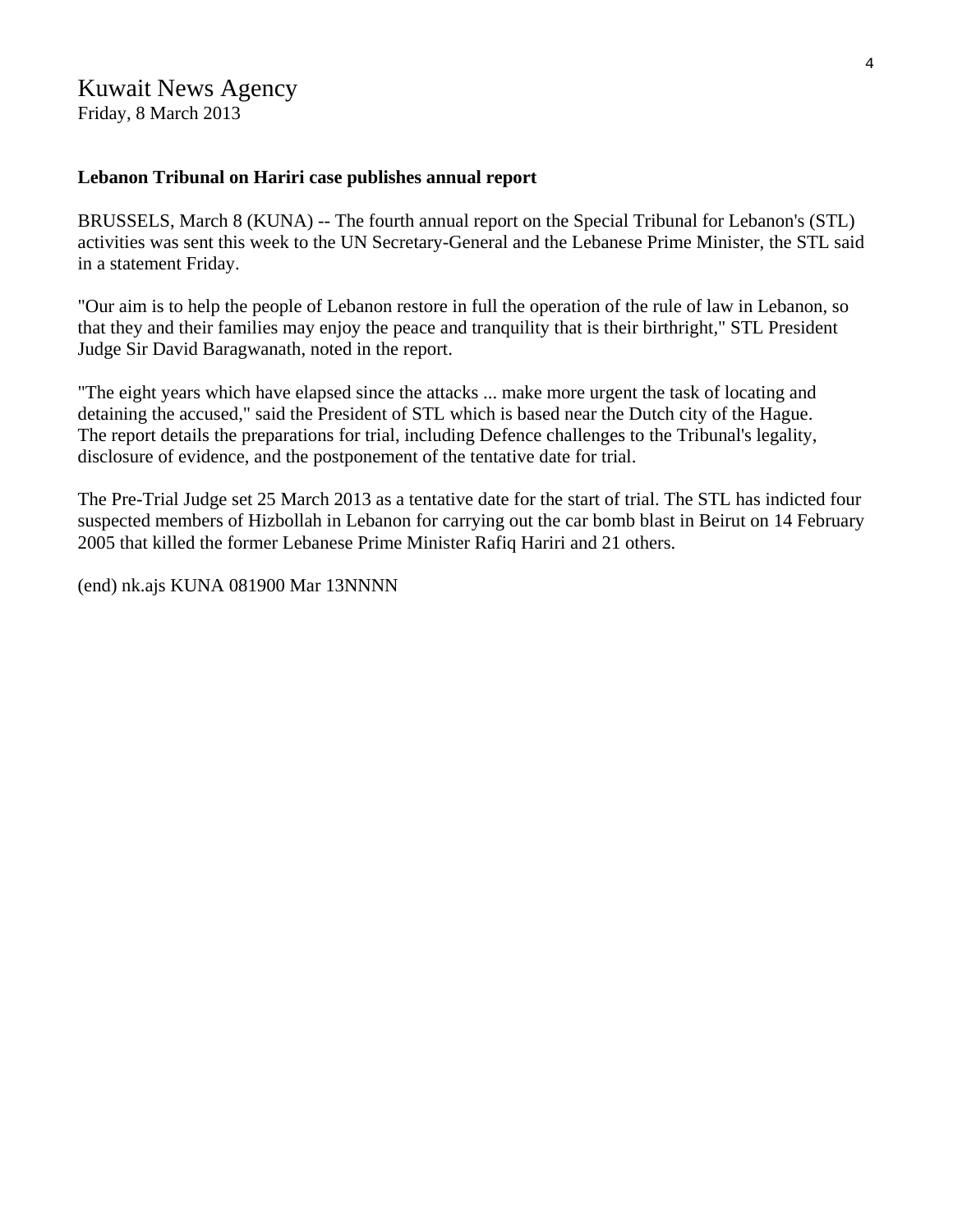Kuwait News Agency
Friday, 8 March 2013

**Lebanon Tribunal on Hariri case publishes annual report**

BRUSSELS, March 8 (KUNA) -- The fourth annual report on the Special Tribunal for Lebanon's (STL) activities was sent this week to the UN Secretary-General and the Lebanese Prime Minister, the STL said in a statement Friday.

"Our aim is to help the people of Lebanon restore in full the operation of the rule of law in Lebanon, so that they and their families may enjoy the peace and tranquility that is their birthright," STL President Judge Sir David Baragwanath, noted in the report.

"The eight years which have elapsed since the attacks ... make more urgent the task of locating and detaining the accused," said the President of STL which is based near the Dutch city of the Hague.
The report details the preparations for trial, including Defence challenges to the Tribunal's legality, disclosure of evidence, and the postponement of the tentative date for trial.

The Pre-Trial Judge set 25 March 2013 as a tentative date for the start of trial. The STL has indicted four suspected members of Hizbollah in Lebanon for carrying out the car bomb blast in Beirut on 14 February 2005 that killed the former Lebanese Prime Minister Rafiq Hariri and 21 others.

(end) nk.ajs KUNA 081900 Mar 13NNNN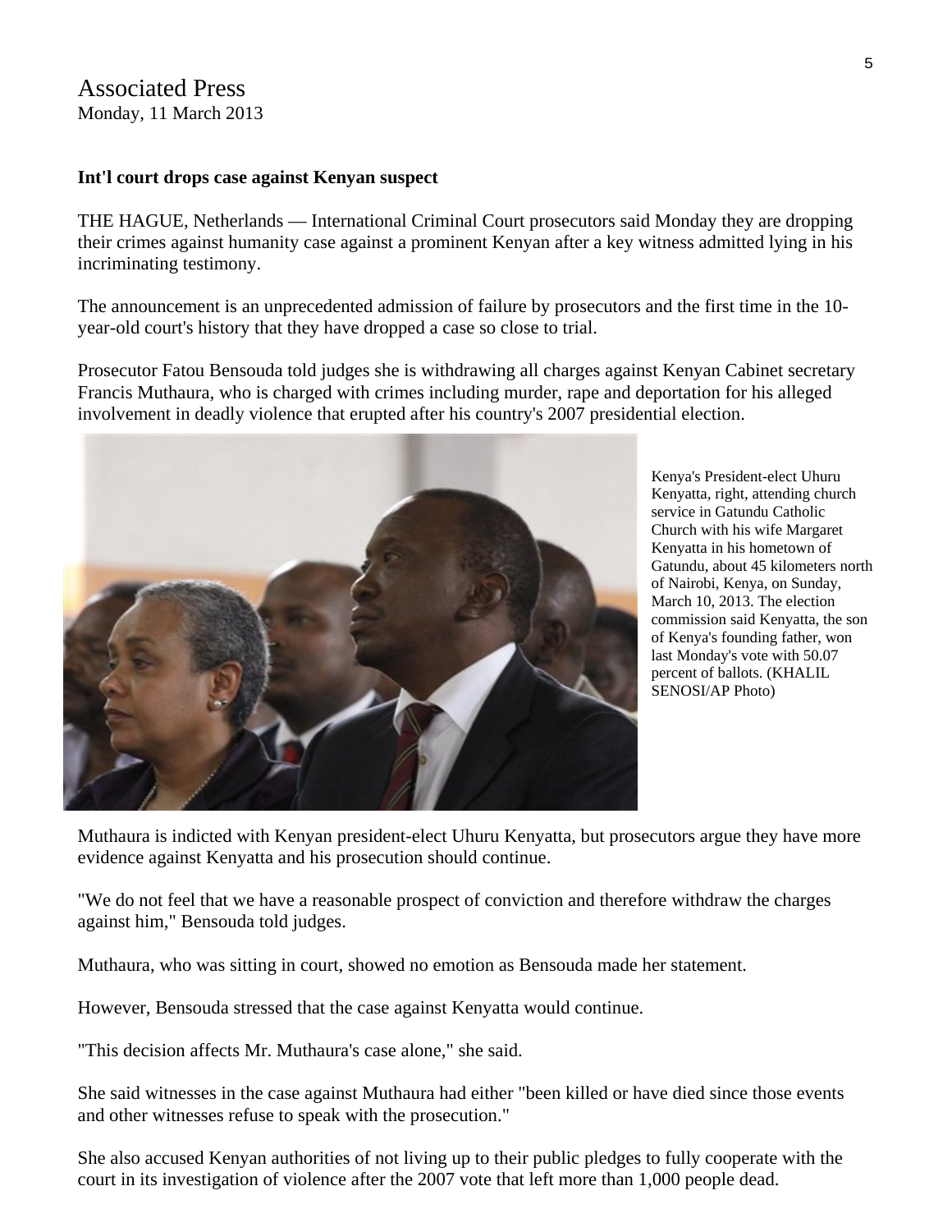Associated Press
Monday, 11 March 2013

**Int'l court drops case against Kenyan suspect**

THE HAGUE, Netherlands — International Criminal Court prosecutors said Monday they are dropping their crimes against humanity case against a prominent Kenyan after a key witness admitted lying in his incriminating testimony.

The announcement is an unprecedented admission of failure by prosecutors and the first time in the 10-year-old court's history that they have dropped a case so close to trial.

Prosecutor Fatou Bensouda told judges she is withdrawing all charges against Kenyan Cabinet secretary Francis Muthaura, who is charged with crimes including murder, rape and deportation for his alleged involvement in deadly violence that erupted after his country's 2007 presidential election.

Kenya's President-elect Uhuru Kenyatta, right, attending church service in Gatundu Catholic Church with his wife Margaret Kenyatta in his hometown of Gatundu, about 45 kilometers north of Nairobi, Kenya, on Sunday, March 10, 2013. The election commission said Kenyatta, the son of Kenya's founding father, won last Monday's vote with 50.07 percent of ballots. (KHALIL SENOSI/AP Photo)

Muthaura is indicted with Kenyan president-elect Uhuru Kenyatta, but prosecutors argue they have more evidence against Kenyatta and his prosecution should continue.

"We do not feel that we have a reasonable prospect of conviction and therefore withdraw the charges against him," Bensouda told judges.

Muthaura, who was sitting in court, showed no emotion as Bensouda made her statement.

However, Bensouda stressed that the case against Kenyatta would continue.

"This decision affects Mr. Muthaura's case alone," she said.

She said witnesses in the case against Muthaura had either "been killed or have died since those events and other witnesses refuse to speak with the prosecution."

She also accused Kenyan authorities of not living up to their public pledges to fully cooperate with the court in its investigation of violence after the 2007 vote that left more than 1,000 people dead.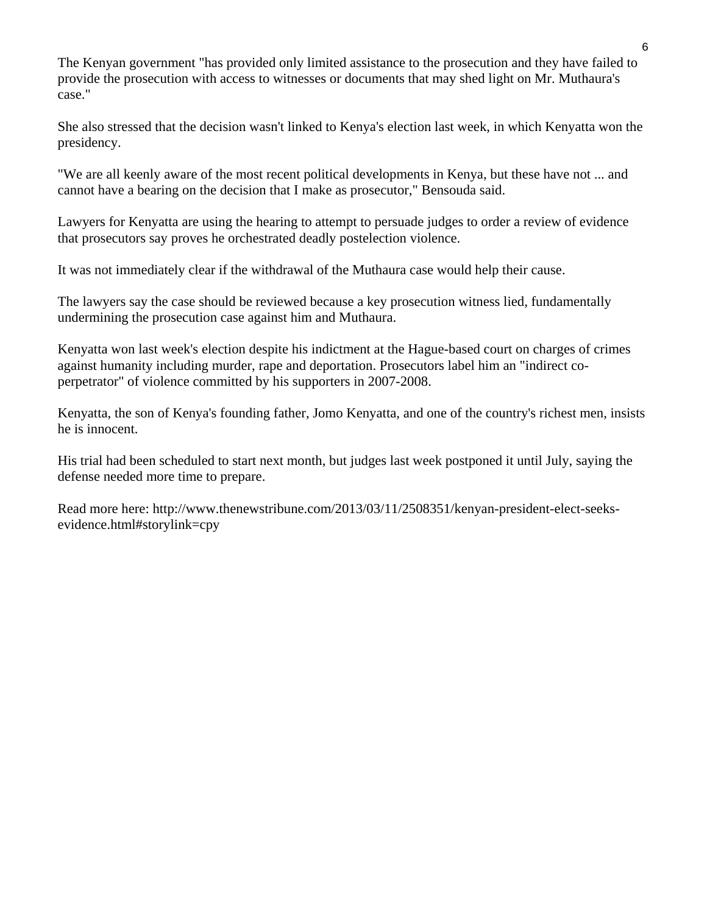The Kenyan government "has provided only limited assistance to the prosecution and they have failed to provide the prosecution with access to witnesses or documents that may shed light on Mr. Muthaura's case."

She also stressed that the decision wasn't linked to Kenya's election last week, in which Kenyatta won the presidency.

"We are all keenly aware of the most recent political developments in Kenya, but these have not ... and cannot have a bearing on the decision that I make as prosecutor," Bensouda said.

Lawyers for Kenyatta are using the hearing to attempt to persuade judges to order a review of evidence that prosecutors say proves he orchestrated deadly postelection violence.

It was not immediately clear if the withdrawal of the Muthaura case would help their cause.

The lawyers say the case should be reviewed because a key prosecution witness lied, fundamentally undermining the prosecution case against him and Muthaura.

Kenyatta won last week's election despite his indictment at the Hague-based court on charges of crimes against humanity including murder, rape and deportation. Prosecutors label him an "indirect co-perpetrator" of violence committed by his supporters in 2007-2008.

Kenyatta, the son of Kenya's founding father, Jomo Kenyatta, and one of the country's richest men, insists he is innocent.

His trial had been scheduled to start next month, but judges last week postponed it until July, saying the defense needed more time to prepare.

Read more here: http://www.thenewstribune.com/2013/03/11/2508351/kenyan-president-elect-seeks-evidence.html#storylink=cpy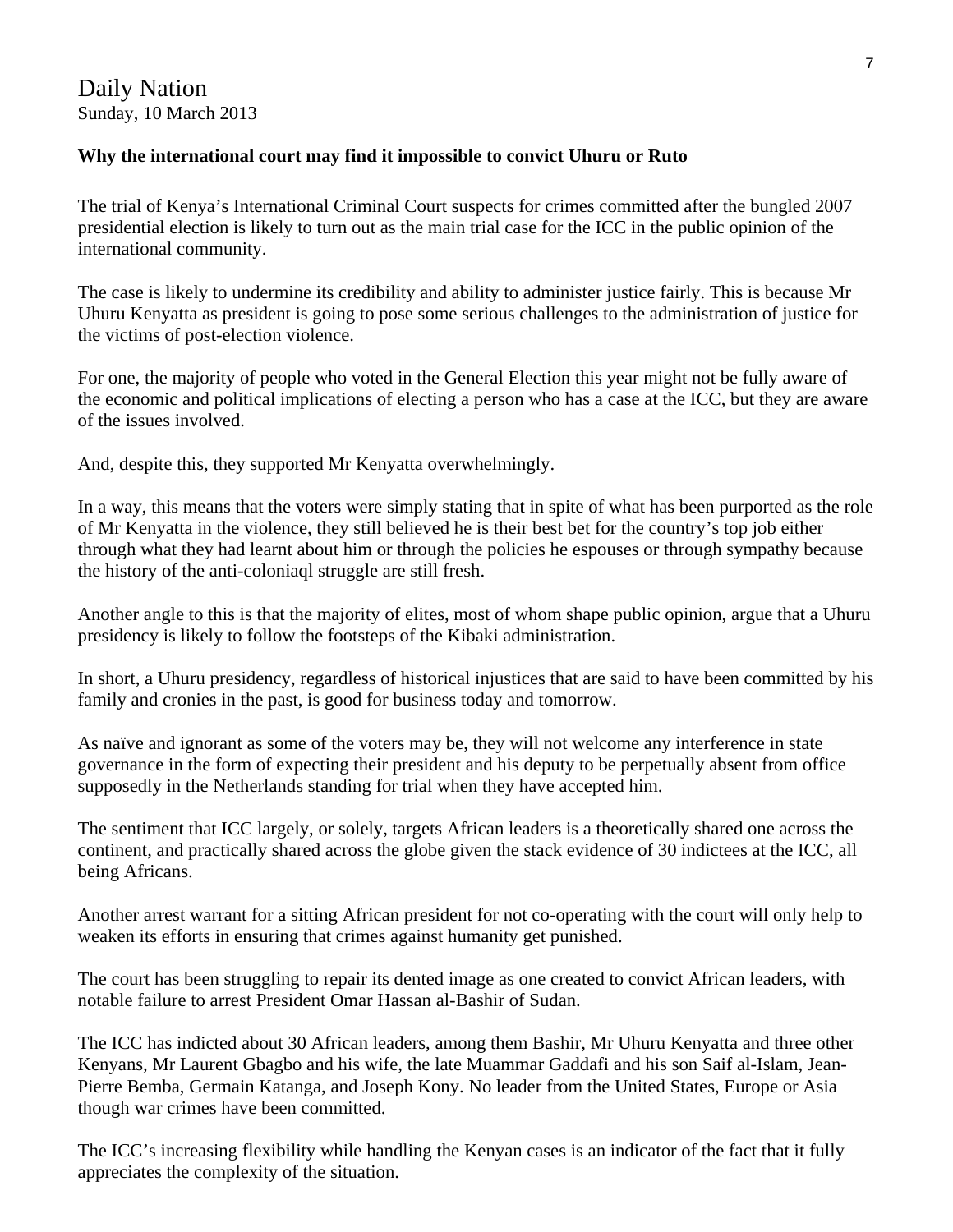Daily Nation
Sunday, 10 March 2013

**Why the international court may find it impossible to convict Uhuru or Ruto**

The trial of Kenya's International Criminal Court suspects for crimes committed after the bungled 2007 presidential election is likely to turn out as the main trial case for the ICC in the public opinion of the international community.

The case is likely to undermine its credibility and ability to administer justice fairly. This is because Mr Uhuru Kenyatta as president is going to pose some serious challenges to the administration of justice for the victims of post-election violence.

For one, the majority of people who voted in the General Election this year might not be fully aware of the economic and political implications of electing a person who has a case at the ICC, but they are aware of the issues involved.

And, despite this, they supported Mr Kenyatta overwhelmingly.

In a way, this means that the voters were simply stating that in spite of what has been purported as the role of Mr Kenyatta in the violence, they still believed he is their best bet for the country's top job either through what they had learnt about him or through the policies he espouses or through sympathy because the history of the anti-coloniaql struggle are still fresh.

Another angle to this is that the majority of elites, most of whom shape public opinion, argue that a Uhuru presidency is likely to follow the footsteps of the Kibaki administration.

In short, a Uhuru presidency, regardless of historical injustices that are said to have been committed by his family and cronies in the past, is good for business today and tomorrow.

As naïve and ignorant as some of the voters may be, they will not welcome any interference in state governance in the form of expecting their president and his deputy to be perpetually absent from office supposedly in the Netherlands standing for trial when they have accepted him.

The sentiment that ICC largely, or solely, targets African leaders is a theoretically shared one across the continent, and practically shared across the globe given the stack evidence of 30 indictees at the ICC, all being Africans.

Another arrest warrant for a sitting African president for not co-operating with the court will only help to weaken its efforts in ensuring that crimes against humanity get punished.

The court has been struggling to repair its dented image as one created to convict African leaders, with notable failure to arrest President Omar Hassan al-Bashir of Sudan.

The ICC has indicted about 30 African leaders, among them Bashir, Mr Uhuru Kenyatta and three other Kenyans, Mr Laurent Gbagbo and his wife, the late Muammar Gaddafi and his son Saif al-Islam, Jean-Pierre Bemba, Germain Katanga, and Joseph Kony. No leader from the United States, Europe or Asia though war crimes have been committed.

The ICC's increasing flexibility while handling the Kenyan cases is an indicator of the fact that it fully appreciates the complexity of the situation.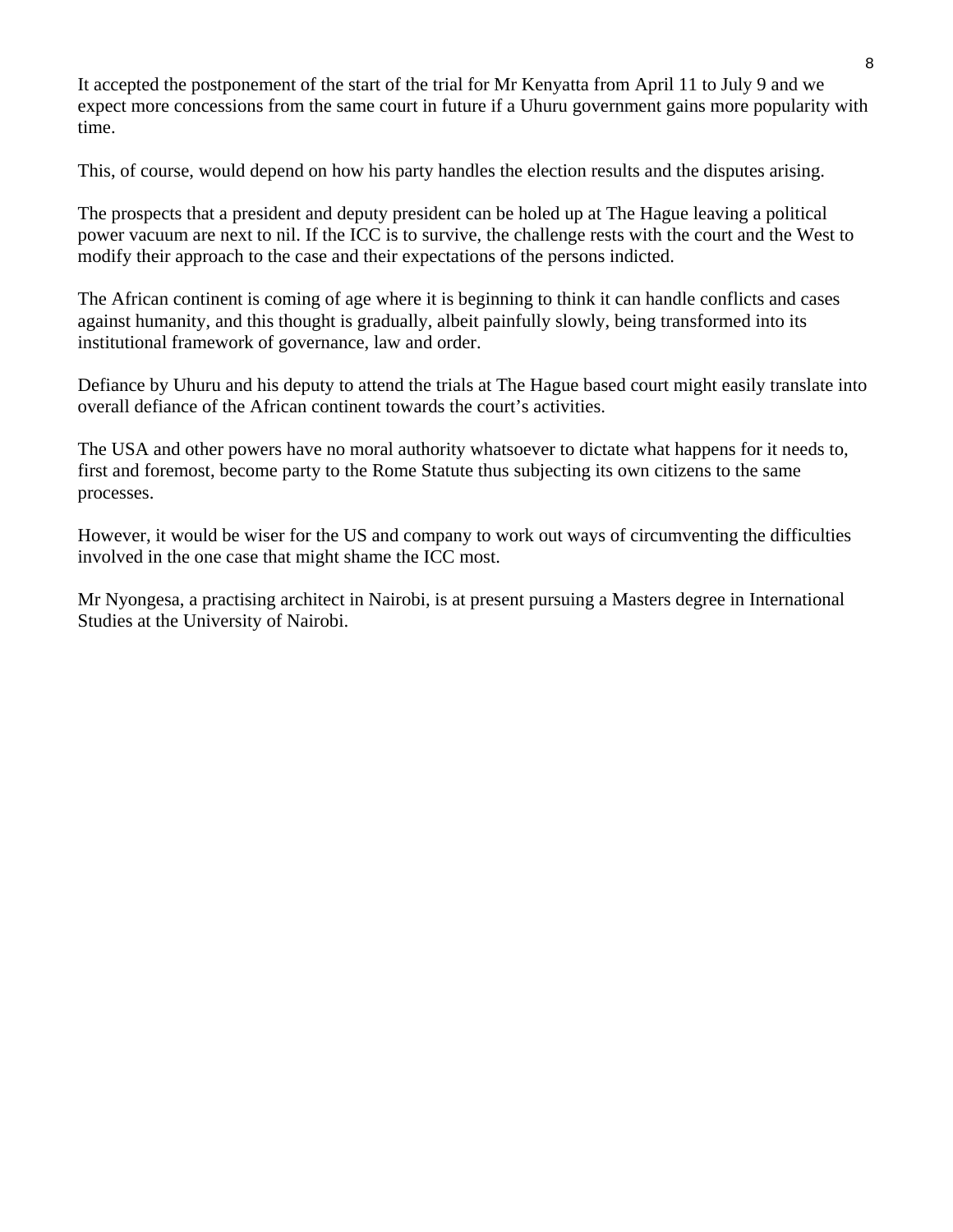It accepted the postponement of the start of the trial for Mr Kenyatta from April 11 to July 9 and we expect more concessions from the same court in future if a Uhuru government gains more popularity with time.

This, of course, would depend on how his party handles the election results and the disputes arising.

The prospects that a president and deputy president can be holed up at The Hague leaving a political power vacuum are next to nil. If the ICC is to survive, the challenge rests with the court and the West to modify their approach to the case and their expectations of the persons indicted.

The African continent is coming of age where it is beginning to think it can handle conflicts and cases against humanity, and this thought is gradually, albeit painfully slowly, being transformed into its institutional framework of governance, law and order.

Defiance by Uhuru and his deputy to attend the trials at The Hague based court might easily translate into overall defiance of the African continent towards the court's activities.

The USA and other powers have no moral authority whatsoever to dictate what happens for it needs to, first and foremost, become party to the Rome Statute thus subjecting its own citizens to the same processes.

However, it would be wiser for the US and company to work out ways of circumventing the difficulties involved in the one case that might shame the ICC most.

Mr Nyongesa, a practising architect in Nairobi, is at present pursuing a Masters degree in International Studies at the University of Nairobi.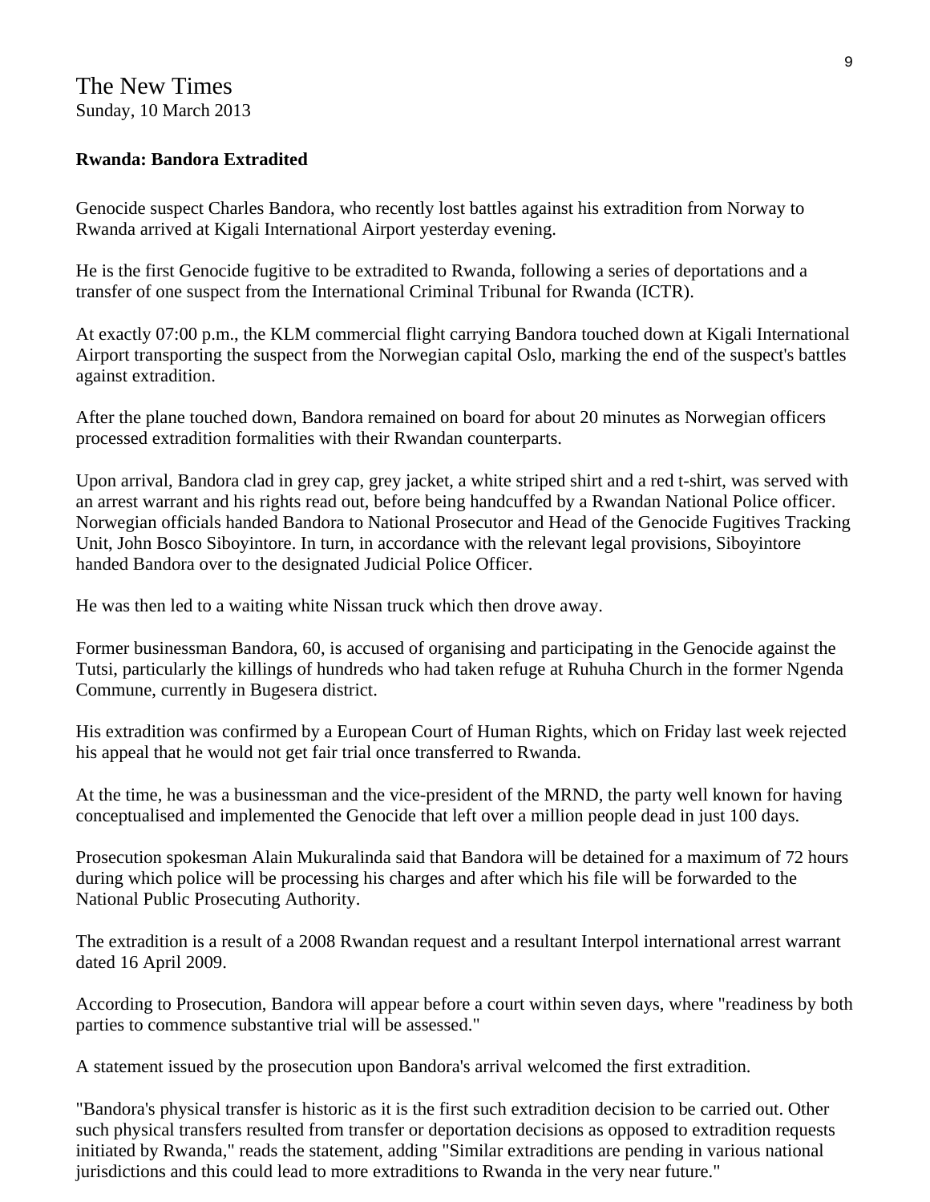The New Times
Sunday, 10 March 2013

**Rwanda: Bandora Extradited**

Genocide suspect Charles Bandora, who recently lost battles against his extradition from Norway to Rwanda arrived at Kigali International Airport yesterday evening.

He is the first Genocide fugitive to be extradited to Rwanda, following a series of deportations and a transfer of one suspect from the International Criminal Tribunal for Rwanda (ICTR).

At exactly 07:00 p.m., the KLM commercial flight carrying Bandora touched down at Kigali International Airport transporting the suspect from the Norwegian capital Oslo, marking the end of the suspect's battles against extradition.

After the plane touched down, Bandora remained on board for about 20 minutes as Norwegian officers processed extradition formalities with their Rwandan counterparts.

Upon arrival, Bandora clad in grey cap, grey jacket, a white striped shirt and a red t-shirt, was served with an arrest warrant and his rights read out, before being handcuffed by a Rwandan National Police officer. Norwegian officials handed Bandora to National Prosecutor and Head of the Genocide Fugitives Tracking Unit, John Bosco Siboyintore. In turn, in accordance with the relevant legal provisions, Siboyintore handed Bandora over to the designated Judicial Police Officer.

He was then led to a waiting white Nissan truck which then drove away.

Former businessman Bandora, 60, is accused of organising and participating in the Genocide against the Tutsi, particularly the killings of hundreds who had taken refuge at Ruhuha Church in the former Ngenda Commune, currently in Bugesera district.

His extradition was confirmed by a European Court of Human Rights, which on Friday last week rejected his appeal that he would not get fair trial once transferred to Rwanda.

At the time, he was a businessman and the vice-president of the MRND, the party well known for having conceptualised and implemented the Genocide that left over a million people dead in just 100 days.

Prosecution spokesman Alain Mukuralinda said that Bandora will be detained for a maximum of 72 hours during which police will be processing his charges and after which his file will be forwarded to the National Public Prosecuting Authority.

The extradition is a result of a 2008 Rwandan request and a resultant Interpol international arrest warrant dated 16 April 2009.

According to Prosecution, Bandora will appear before a court within seven days, where "readiness by both parties to commence substantive trial will be assessed."

A statement issued by the prosecution upon Bandora's arrival welcomed the first extradition.

"Bandora's physical transfer is historic as it is the first such extradition decision to be carried out. Other such physical transfers resulted from transfer or deportation decisions as opposed to extradition requests initiated by Rwanda," reads the statement, adding "Similar extraditions are pending in various national jurisdictions and this could lead to more extraditions to Rwanda in the very near future."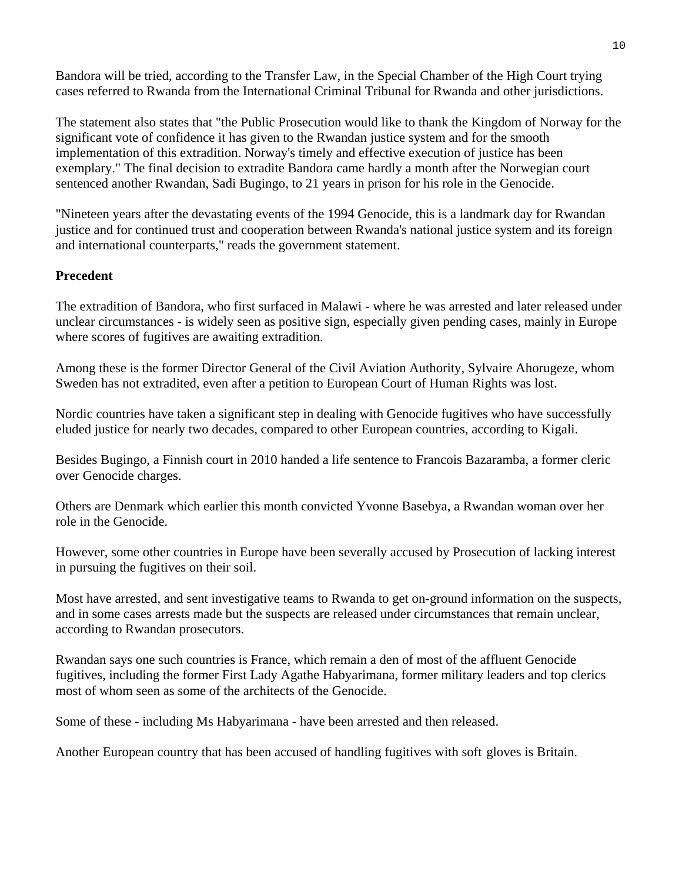Bandora will be tried, according to the Transfer Law, in the Special Chamber of the High Court trying cases referred to Rwanda from the International Criminal Tribunal for Rwanda and other jurisdictions.

The statement also states that "the Public Prosecution would like to thank the Kingdom of Norway for the significant vote of confidence it has given to the Rwandan justice system and for the smooth implementation of this extradition. Norway's timely and effective execution of justice has been exemplary." The final decision to extradite Bandora came hardly a month after the Norwegian court sentenced another Rwandan, Sadi Bugingo, to 21 years in prison for his role in the Genocide.

"Nineteen years after the devastating events of the 1994 Genocide, this is a landmark day for Rwandan justice and for continued trust and cooperation between Rwanda's national justice system and its foreign and international counterparts," reads the government statement.

**Precedent**

The extradition of Bandora, who first surfaced in Malawi - where he was arrested and later released under unclear circumstances - is widely seen as positive sign, especially given pending cases, mainly in Europe where scores of fugitives are awaiting extradition.

Among these is the former Director General of the Civil Aviation Authority, Sylvaire Ahorugeze, whom Sweden has not extradited, even after a petition to European Court of Human Rights was lost.

Nordic countries have taken a significant step in dealing with Genocide fugitives who have successfully eluded justice for nearly two decades, compared to other European countries, according to Kigali.

Besides Bugingo, a Finnish court in 2010 handed a life sentence to Francois Bazaramba, a former cleric over Genocide charges.

Others are Denmark which earlier this month convicted Yvonne Basebya, a Rwandan woman over her role in the Genocide.

However, some other countries in Europe have been severally accused by Prosecution of lacking interest in pursuing the fugitives on their soil.

Most have arrested, and sent investigative teams to Rwanda to get on-ground information on the suspects, and in some cases arrests made but the suspects are released under circumstances that remain unclear, according to Rwandan prosecutors.

Rwandan says one such countries is France, which remain a den of most of the affluent Genocide fugitives, including the former First Lady Agathe Habyarimana, former military leaders and top clerics most of whom seen as some of the architects of the Genocide.

Some of these - including Ms Habyarimana - have been arrested and then released.

Another European country that has been accused of handling fugitives with soft gloves is Britain.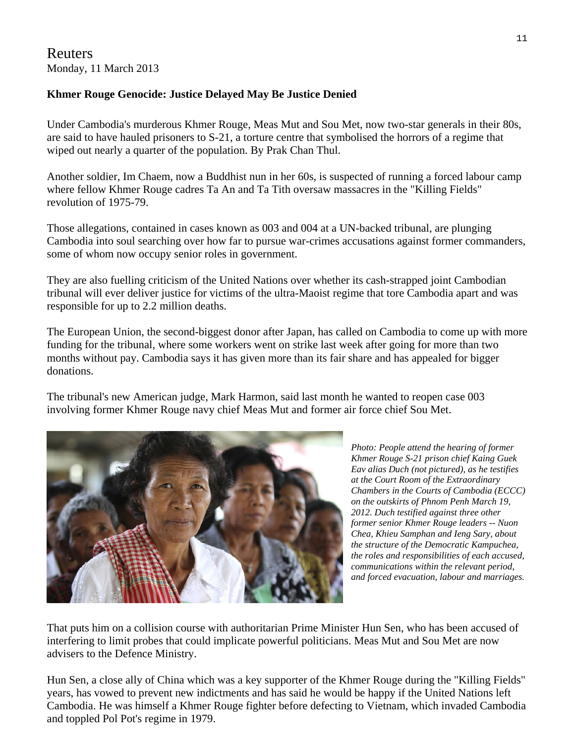Reuters
Monday, 11 March 2013

**Khmer Rouge Genocide: Justice Delayed May Be Justice Denied**

Under Cambodia's murderous Khmer Rouge, Meas Mut and Sou Met, now two-star generals in their 80s, are said to have hauled prisoners to S-21, a torture centre that symbolised the horrors of a regime that wiped out nearly a quarter of the population. By Prak Chan Thul.

Another soldier, Im Chaem, now a Buddhist nun in her 60s, is suspected of running a forced labour camp where fellow Khmer Rouge cadres Ta An and Ta Tith oversaw massacres in the "Killing Fields" revolution of 1975-79.

Those allegations, contained in cases known as 003 and 004 at a UN-backed tribunal, are plunging Cambodia into soul searching over how far to pursue war-crimes accusations against former commanders, some of whom now occupy senior roles in government.

They are also fuelling criticism of the United Nations over whether its cash-strapped joint Cambodian tribunal will ever deliver justice for victims of the ultra-Maoist regime that tore Cambodia apart and was responsible for up to 2.2 million deaths.

The European Union, the second-biggest donor after Japan, has called on Cambodia to come up with more funding for the tribunal, where some workers went on strike last week after going for more than two months without pay. Cambodia says it has given more than its fair share and has appealed for bigger donations.

The tribunal's new American judge, Mark Harmon, said last month he wanted to reopen case 003 involving former Khmer Rouge navy chief Meas Mut and former air force chief Sou Met.

*Photo: People attend the hearing of former Khmer Rouge S-21 prison chief Kaing Guek Eav alias Duch (not pictured), as he testifies at the Court Room of the Extraordinary Chambers in the Courts of Cambodia (ECCC) on the outskirts of Phnom Penh March 19, 2012. Duch testified against three other former senior Khmer Rouge leaders -- Nuon Chea, Khieu Samphan and Ieng Sary, about the structure of the Democratic Kampuchea, the roles and responsibilities of each accused, communications within the relevant period, and forced evacuation, labour and marriages.*

That puts him on a collision course with authoritarian Prime Minister Hun Sen, who has been accused of interfering to limit probes that could implicate powerful politicians. Meas Mut and Sou Met are now advisers to the Defence Ministry.

Hun Sen, a close ally of China which was a key supporter of the Khmer Rouge during the "Killing Fields" years, has vowed to prevent new indictments and has said he would be happy if the United Nations left Cambodia. He was himself a Khmer Rouge fighter before defecting to Vietnam, which invaded Cambodia and toppled Pol Pot's regime in 1979.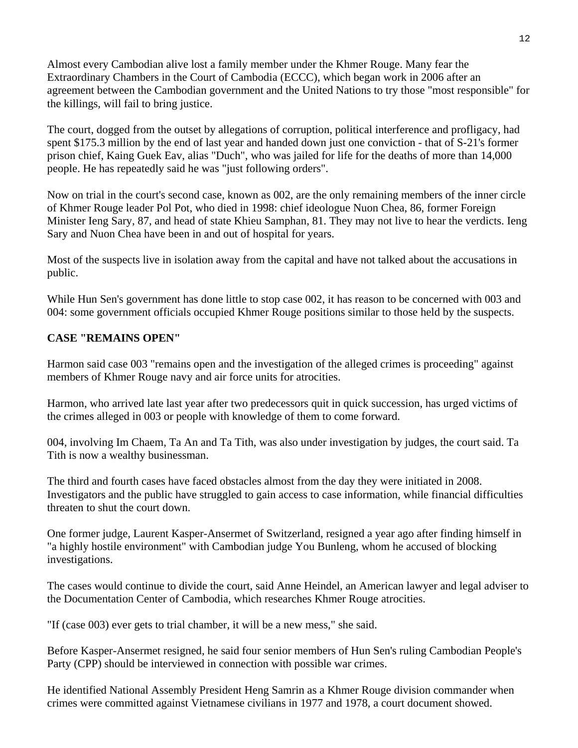Almost every Cambodian alive lost a family member under the Khmer Rouge. Many fear the Extraordinary Chambers in the Court of Cambodia (ECCC), which began work in 2006 after an agreement between the Cambodian government and the United Nations to try those "most responsible" for the killings, will fail to bring justice.

The court, dogged from the outset by allegations of corruption, political interference and profligacy, had spent $175.3 million by the end of last year and handed down just one conviction - that of S-21's former prison chief, Kaing Guek Eav, alias "Duch", who was jailed for life for the deaths of more than 14,000 people. He has repeatedly said he was "just following orders".

Now on trial in the court's second case, known as 002, are the only remaining members of the inner circle of Khmer Rouge leader Pol Pot, who died in 1998: chief ideologue Nuon Chea, 86, former Foreign Minister Ieng Sary, 87, and head of state Khieu Samphan, 81. They may not live to hear the verdicts. Ieng Sary and Nuon Chea have been in and out of hospital for years.

Most of the suspects live in isolation away from the capital and have not talked about the accusations in public.

While Hun Sen's government has done little to stop case 002, it has reason to be concerned with 003 and 004: some government officials occupied Khmer Rouge positions similar to those held by the suspects.

**CASE "REMAINS OPEN"**

Harmon said case 003 "remains open and the investigation of the alleged crimes is proceeding" against members of Khmer Rouge navy and air force units for atrocities.

Harmon, who arrived late last year after two predecessors quit in quick succession, has urged victims of the crimes alleged in 003 or people with knowledge of them to come forward.

004, involving Im Chaem, Ta An and Ta Tith, was also under investigation by judges, the court said. Ta Tith is now a wealthy businessman.

The third and fourth cases have faced obstacles almost from the day they were initiated in 2008. Investigators and the public have struggled to gain access to case information, while financial difficulties threaten to shut the court down.

One former judge, Laurent Kasper-Ansermet of Switzerland, resigned a year ago after finding himself in "a highly hostile environment" with Cambodian judge You Bunleng, whom he accused of blocking investigations.

The cases would continue to divide the court, said Anne Heindel, an American lawyer and legal adviser to the Documentation Center of Cambodia, which researches Khmer Rouge atrocities.

"If (case 003) ever gets to trial chamber, it will be a new mess," she said.

Before Kasper-Ansermet resigned, he said four senior members of Hun Sen's ruling Cambodian People's Party (CPP) should be interviewed in connection with possible war crimes.

He identified National Assembly President Heng Samrin as a Khmer Rouge division commander when crimes were committed against Vietnamese civilians in 1977 and 1978, a court document showed.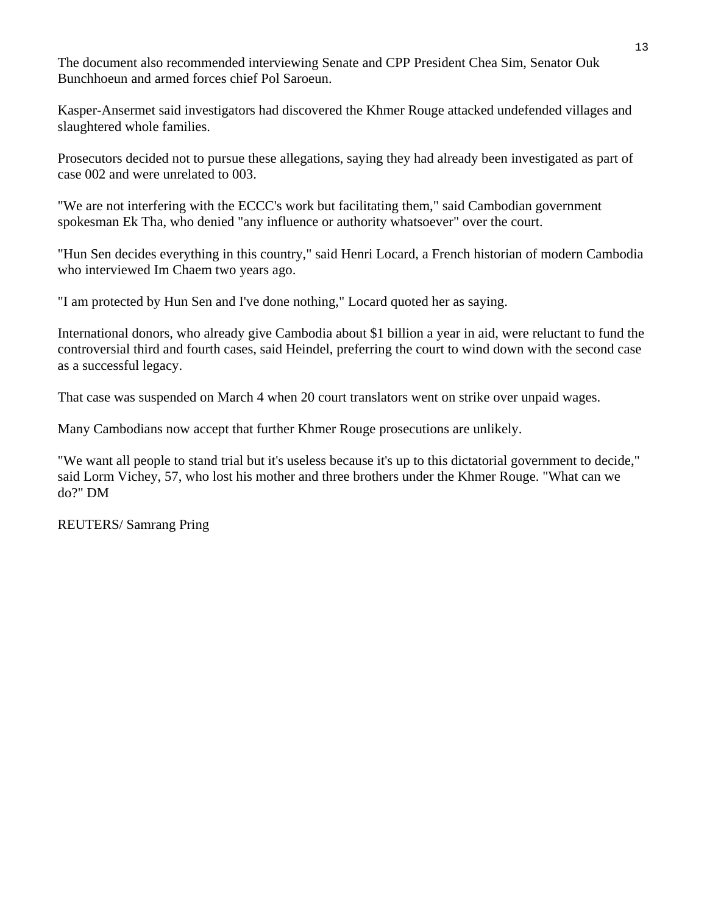The document also recommended interviewing Senate and CPP President Chea Sim, Senator Ouk Bunchhoeun and armed forces chief Pol Saroeun.

Kasper-Ansermet said investigators had discovered the Khmer Rouge attacked undefended villages and slaughtered whole families.

Prosecutors decided not to pursue these allegations, saying they had already been investigated as part of case 002 and were unrelated to 003.

"We are not interfering with the ECCC's work but facilitating them," said Cambodian government spokesman Ek Tha, who denied "any influence or authority whatsoever" over the court.

"Hun Sen decides everything in this country," said Henri Locard, a French historian of modern Cambodia who interviewed Im Chaem two years ago.

"I am protected by Hun Sen and I've done nothing," Locard quoted her as saying.

International donors, who already give Cambodia about $1 billion a year in aid, were reluctant to fund the controversial third and fourth cases, said Heindel, preferring the court to wind down with the second case as a successful legacy.

That case was suspended on March 4 when 20 court translators went on strike over unpaid wages.

Many Cambodians now accept that further Khmer Rouge prosecutions are unlikely.

"We want all people to stand trial but it's useless because it's up to this dictatorial government to decide," said Lorm Vichey, 57, who lost his mother and three brothers under the Khmer Rouge. "What can we do?" DM

REUTERS/ Samrang Pring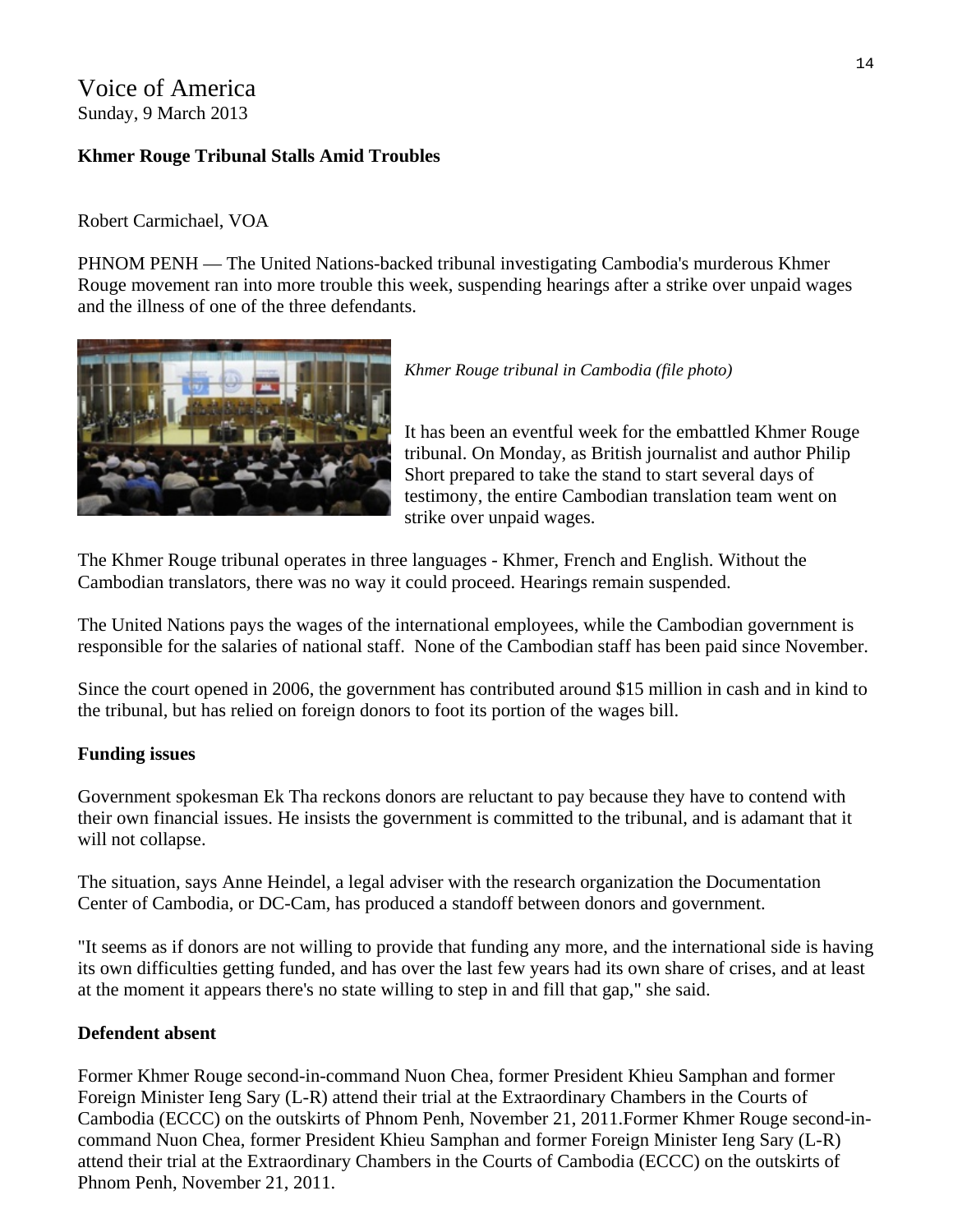Voice of America
Sunday, 9 March 2013

**Khmer Rouge Tribunal Stalls Amid Troubles**

Robert Carmichael, VOA

PHNOM PENH — The United Nations-backed tribunal investigating Cambodia's murderous Khmer Rouge movement ran into more trouble this week, suspending hearings after a strike over unpaid wages and the illness of one of the three defendants.

*Khmer Rouge tribunal in Cambodia (file photo)*

It has been an eventful week for the embattled Khmer Rouge tribunal. On Monday, as British journalist and author Philip Short prepared to take the stand to start several days of testimony, the entire Cambodian translation team went on strike over unpaid wages.

The Khmer Rouge tribunal operates in three languages - Khmer, French and English. Without the Cambodian translators, there was no way it could proceed. Hearings remain suspended.

The United Nations pays the wages of the international employees, while the Cambodian government is responsible for the salaries of national staff. None of the Cambodian staff has been paid since November.

Since the court opened in 2006, the government has contributed around $15 million in cash and in kind to the tribunal, but has relied on foreign donors to foot its portion of the wages bill.

**Funding issues**

Government spokesman Ek Tha reckons donors are reluctant to pay because they have to contend with their own financial issues. He insists the government is committed to the tribunal, and is adamant that it will not collapse.

The situation, says Anne Heindel, a legal adviser with the research organization the Documentation Center of Cambodia, or DC-Cam, has produced a standoff between donors and government.

"It seems as if donors are not willing to provide that funding any more, and the international side is having its own difficulties getting funded, and has over the last few years had its own share of crises, and at least at the moment it appears there's no state willing to step in and fill that gap," she said.

**Defendent absent**

Former Khmer Rouge second-in-command Nuon Chea, former President Khieu Samphan and former Foreign Minister Ieng Sary (L-R) attend their trial at the Extraordinary Chambers in the Courts of Cambodia (ECCC) on the outskirts of Phnom Penh, November 21, 2011.Former Khmer Rouge second-in-command Nuon Chea, former President Khieu Samphan and former Foreign Minister Ieng Sary (L-R) attend their trial at the Extraordinary Chambers in the Courts of Cambodia (ECCC) on the outskirts of Phnom Penh, November 21, 2011.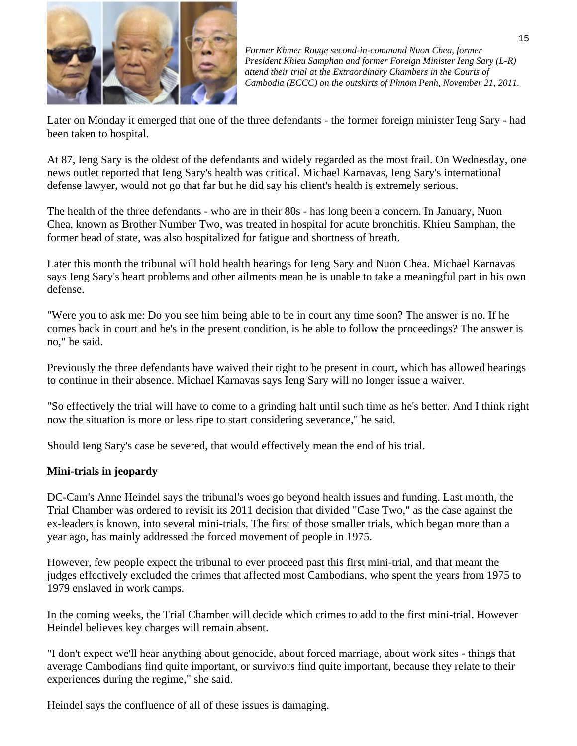*Former Khmer Rouge second-in-command Nuon Chea, former President Khieu Samphan and former Foreign Minister Ieng Sary (L-R) attend their trial at the Extraordinary Chambers in the Courts of Cambodia (ECCC) on the outskirts of Phnom Penh, November 21, 2011.*

Later on Monday it emerged that one of the three defendants - the former foreign minister Ieng Sary - had been taken to hospital.

At 87, Ieng Sary is the oldest of the defendants and widely regarded as the most frail. On Wednesday, one news outlet reported that Ieng Sary's health was critical. Michael Karnavas, Ieng Sary's international defense lawyer, would not go that far but he did say his client's health is extremely serious.

The health of the three defendants - who are in their 80s - has long been a concern. In January, Nuon Chea, known as Brother Number Two, was treated in hospital for acute bronchitis. Khieu Samphan, the former head of state, was also hospitalized for fatigue and shortness of breath.

Later this month the tribunal will hold health hearings for Ieng Sary and Nuon Chea. Michael Karnavas says Ieng Sary's heart problems and other ailments mean he is unable to take a meaningful part in his own defense.

"Were you to ask me: Do you see him being able to be in court any time soon? The answer is no. If he comes back in court and he's in the present condition, is he able to follow the proceedings? The answer is no," he said.

Previously the three defendants have waived their right to be present in court, which has allowed hearings to continue in their absence. Michael Karnavas says Ieng Sary will no longer issue a waiver.

"So effectively the trial will have to come to a grinding halt until such time as he's better. And I think right now the situation is more or less ripe to start considering severance," he said.

Should Ieng Sary's case be severed, that would effectively mean the end of his trial.

**Mini-trials in jeopardy**

DC-Cam's Anne Heindel says the tribunal's woes go beyond health issues and funding. Last month, the Trial Chamber was ordered to revisit its 2011 decision that divided "Case Two," as the case against the ex-leaders is known, into several mini-trials. The first of those smaller trials, which began more than a year ago, has mainly addressed the forced movement of people in 1975.

However, few people expect the tribunal to ever proceed past this first mini-trial, and that meant the judges effectively excluded the crimes that affected most Cambodians, who spent the years from 1975 to 1979 enslaved in work camps.

In the coming weeks, the Trial Chamber will decide which crimes to add to the first mini-trial. However Heindel believes key charges will remain absent.

"I don't expect we'll hear anything about genocide, about forced marriage, about work sites - things that average Cambodians find quite important, or survivors find quite important, because they relate to their experiences during the regime," she said.

Heindel says the confluence of all of these issues is damaging.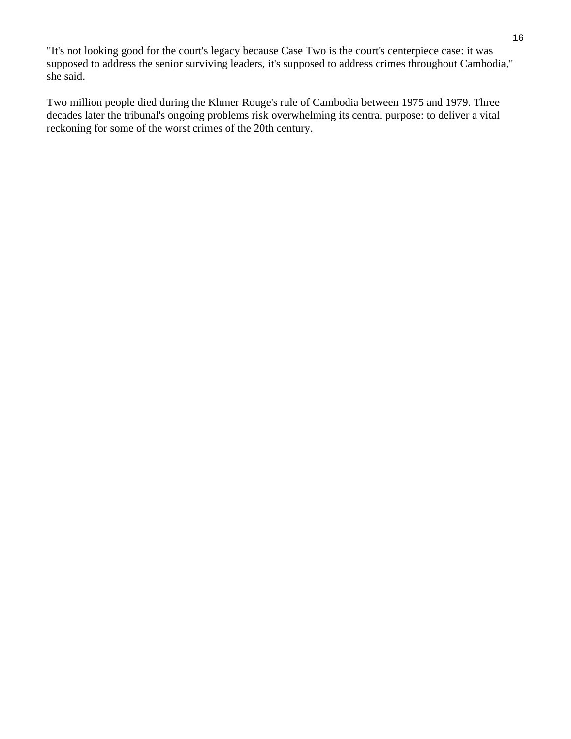"It's not looking good for the court's legacy because Case Two is the court's centerpiece case: it was supposed to address the senior surviving leaders, it's supposed to address crimes throughout Cambodia," she said.

Two million people died during the Khmer Rouge's rule of Cambodia between 1975 and 1979. Three decades later the tribunal's ongoing problems risk overwhelming its central purpose: to deliver a vital reckoning for some of the worst crimes of the 20th century.